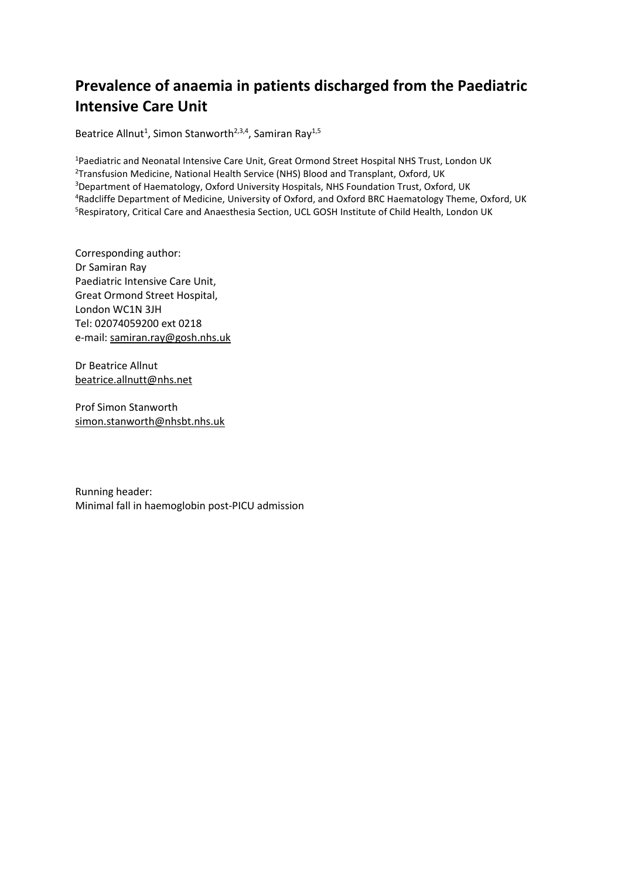# Prevalence of anaemia in patients discharged from the Paediatric Intensive Care Unit

Beatrice Allnut[1], Simon Stanworth[2,3,4], Samiran Ray[1,5]

[1]Paediatric and Neonatal Intensive Care Unit, Great Ormond Street Hospital NHS Trust, London UK
[2]Transfusion Medicine, National Health Service (NHS) Blood and Transplant, Oxford, UK
[3]Department of Haematology, Oxford University Hospitals, NHS Foundation Trust, Oxford, UK
[4]Radcliffe Department of Medicine, University of Oxford, and Oxford BRC Haematology Theme, Oxford, UK
[5]Respiratory, Critical Care and Anaesthesia Section, UCL GOSH Institute of Child Health, London UK

Corresponding author:
Dr Samiran Ray
Paediatric Intensive Care Unit,
Great Ormond Street Hospital,
London WC1N 3JH
Tel: 02074059200 ext 0218
e-mail: samiran.ray@gosh.nhs.uk

Dr Beatrice Allnut
beatrice.allnutt@nhs.net

Prof Simon Stanworth
simon.stanworth@nhsbt.nhs.uk

Running header:
Minimal fall in haemoglobin post-PICU admission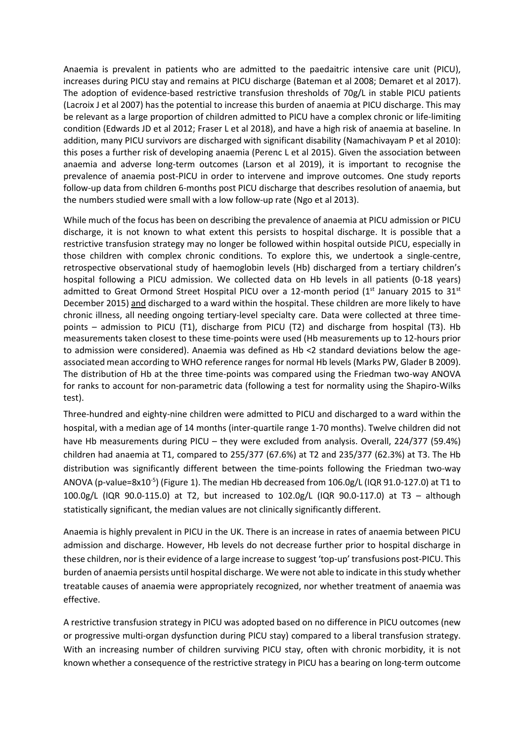Anaemia is prevalent in patients who are admitted to the paedaitric intensive care unit (PICU), increases during PICU stay and remains at PICU discharge (Bateman et al 2008; Demaret et al 2017). The adoption of evidence-based restrictive transfusion thresholds of 70g/L in stable PICU patients (Lacroix J et al 2007) has the potential to increase this burden of anaemia at PICU discharge. This may be relevant as a large proportion of children admitted to PICU have a complex chronic or life-limiting condition (Edwards JD et al 2012; Fraser L et al 2018), and have a high risk of anaemia at baseline. In addition, many PICU survivors are discharged with significant disability (Namachivayam P et al 2010): this poses a further risk of developing anaemia (Perenc L et al 2015). Given the association between anaemia and adverse long-term outcomes (Larson et al 2019), it is important to recognise the prevalence of anaemia post-PICU in order to intervene and improve outcomes. One study reports follow-up data from children 6-months post PICU discharge that describes resolution of anaemia, but the numbers studied were small with a low follow-up rate (Ngo et al 2013).

While much of the focus has been on describing the prevalence of anaemia at PICU admission or PICU discharge, it is not known to what extent this persists to hospital discharge. It is possible that a restrictive transfusion strategy may no longer be followed within hospital outside PICU, especially in those children with complex chronic conditions. To explore this, we undertook a single-centre, retrospective observational study of haemoglobin levels (Hb) discharged from a tertiary children's hospital following a PICU admission. We collected data on Hb levels in all patients (0-18 years) admitted to Great Ormond Street Hospital PICU over a 12-month period (1st January 2015 to 31st December 2015) and discharged to a ward within the hospital. These children are more likely to have chronic illness, all needing ongoing tertiary-level specialty care. Data were collected at three time-points – admission to PICU (T1), discharge from PICU (T2) and discharge from hospital (T3). Hb measurements taken closest to these time-points were used (Hb measurements up to 12-hours prior to admission were considered). Anaemia was defined as Hb <2 standard deviations below the age-associated mean according to WHO reference ranges for normal Hb levels (Marks PW, Glader B 2009). The distribution of Hb at the three time-points was compared using the Friedman two-way ANOVA for ranks to account for non-parametric data (following a test for normality using the Shapiro-Wilks test).

Three-hundred and eighty-nine children were admitted to PICU and discharged to a ward within the hospital, with a median age of 14 months (inter-quartile range 1-70 months). Twelve children did not have Hb measurements during PICU – they were excluded from analysis. Overall, 224/377 (59.4%) children had anaemia at T1, compared to 255/377 (67.6%) at T2 and 235/377 (62.3%) at T3. The Hb distribution was significantly different between the time-points following the Friedman two-way ANOVA (p-value=$8x10^{-5}$) (Figure 1). The median Hb decreased from 106.0g/L (IQR 91.0-127.0) at T1 to 100.0g/L (IQR 90.0-115.0) at T2, but increased to 102.0g/L (IQR 90.0-117.0) at T3 – although statistically significant, the median values are not clinically significantly different.

Anaemia is highly prevalent in PICU in the UK. There is an increase in rates of anaemia between PICU admission and discharge. However, Hb levels do not decrease further prior to hospital discharge in these children, nor is their evidence of a large increase to suggest 'top-up' transfusions post-PICU. This burden of anaemia persists until hospital discharge. We were not able to indicate in this study whether treatable causes of anaemia were appropriately recognized, nor whether treatment of anaemia was effective.

A restrictive transfusion strategy in PICU was adopted based on no difference in PICU outcomes (new or progressive multi-organ dysfunction during PICU stay) compared to a liberal transfusion strategy. With an increasing number of children surviving PICU stay, often with chronic morbidity, it is not known whether a consequence of the restrictive strategy in PICU has a bearing on long-term outcome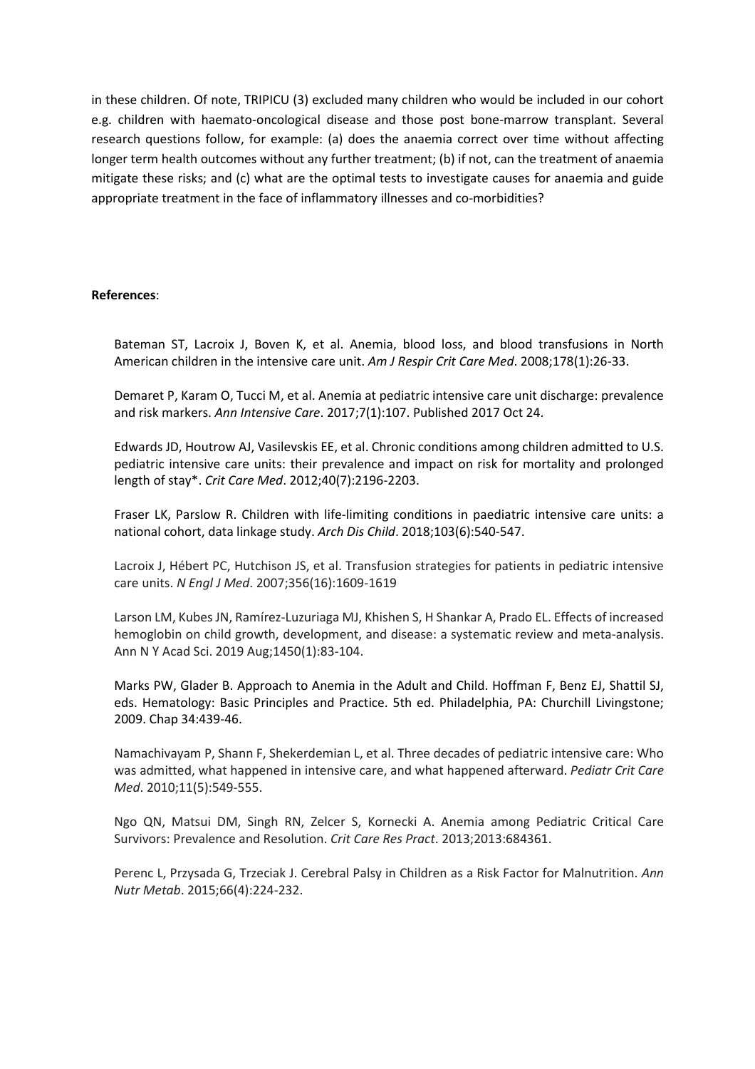in these children. Of note, TRIPICU (3) excluded many children who would be included in our cohort e.g. children with haemato-oncological disease and those post bone-marrow transplant. Several research questions follow, for example: (a) does the anaemia correct over time without affecting longer term health outcomes without any further treatment; (b) if not, can the treatment of anaemia mitigate these risks; and (c) what are the optimal tests to investigate causes for anaemia and guide appropriate treatment in the face of inflammatory illnesses and co-morbidities?

**References**:

Bateman ST, Lacroix J, Boven K, et al. Anemia, blood loss, and blood transfusions in North American children in the intensive care unit. *Am J Respir Crit Care Med*. 2008;178(1):26-33.

Demaret P, Karam O, Tucci M, et al. Anemia at pediatric intensive care unit discharge: prevalence and risk markers. *Ann Intensive Care*. 2017;7(1):107. Published 2017 Oct 24.

Edwards JD, Houtrow AJ, Vasilevskis EE, et al. Chronic conditions among children admitted to U.S. pediatric intensive care units: their prevalence and impact on risk for mortality and prolonged length of stay*. *Crit Care Med*. 2012;40(7):2196-2203.

Fraser LK, Parslow R. Children with life-limiting conditions in paediatric intensive care units: a national cohort, data linkage study. *Arch Dis Child*. 2018;103(6):540-547.

Lacroix J, Hébert PC, Hutchison JS, et al. Transfusion strategies for patients in pediatric intensive care units. *N Engl J Med*. 2007;356(16):1609-1619

Larson LM, Kubes JN, Ramírez-Luzuriaga MJ, Khishen S, H Shankar A, Prado EL. Effects of increased hemoglobin on child growth, development, and disease: a systematic review and meta-analysis. Ann N Y Acad Sci. 2019 Aug;1450(1):83-104.

Marks PW, Glader B. Approach to Anemia in the Adult and Child. Hoffman F, Benz EJ, Shattil SJ, eds. Hematology: Basic Principles and Practice. 5th ed. Philadelphia, PA: Churchill Livingstone; 2009. Chap 34:439-46.

Namachivayam P, Shann F, Shekerdemian L, et al. Three decades of pediatric intensive care: Who was admitted, what happened in intensive care, and what happened afterward. *Pediatr Crit Care Med*. 2010;11(5):549-555.

Ngo QN, Matsui DM, Singh RN, Zelcer S, Kornecki A. Anemia among Pediatric Critical Care Survivors: Prevalence and Resolution. *Crit Care Res Pract*. 2013;2013:684361.

Perenc L, Przysada G, Trzeciak J. Cerebral Palsy in Children as a Risk Factor for Malnutrition. *Ann Nutr Metab*. 2015;66(4):224-232.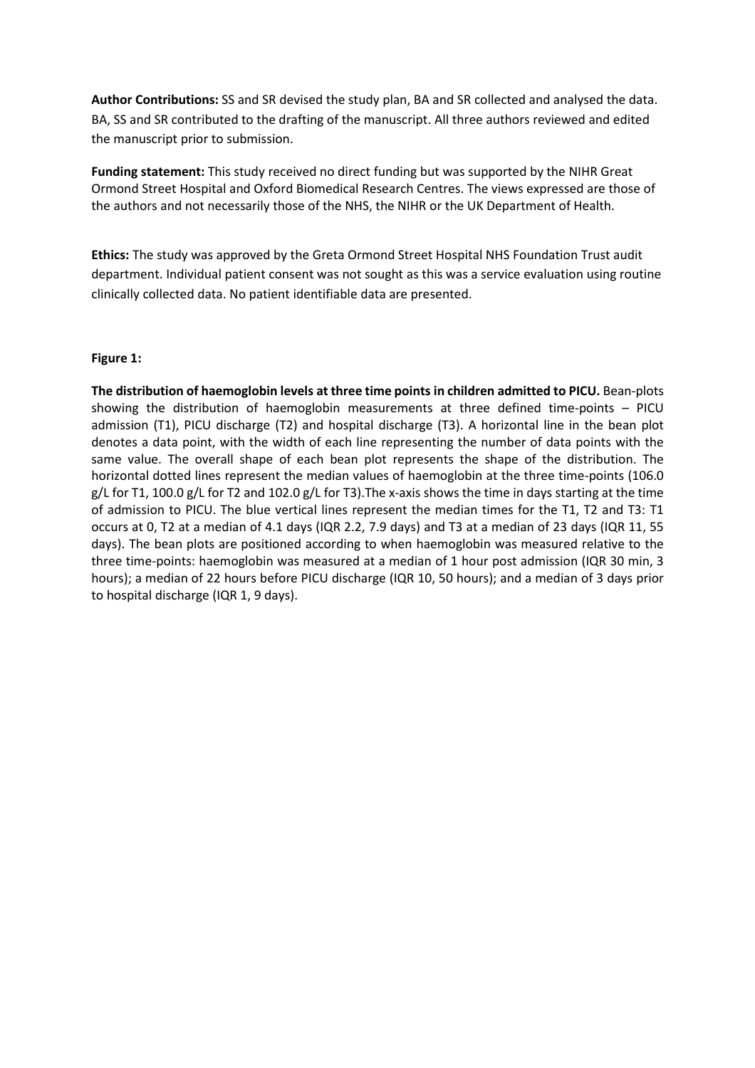**Author Contributions:** SS and SR devised the study plan, BA and SR collected and analysed the data. BA, SS and SR contributed to the drafting of the manuscript. All three authors reviewed and edited the manuscript prior to submission.

**Funding statement:** This study received no direct funding but was supported by the NIHR Great Ormond Street Hospital and Oxford Biomedical Research Centres. The views expressed are those of the authors and not necessarily those of the NHS, the NIHR or the UK Department of Health.

**Ethics:** The study was approved by the Greta Ormond Street Hospital NHS Foundation Trust audit department. Individual patient consent was not sought as this was a service evaluation using routine clinically collected data. No patient identifiable data are presented.

**Figure 1:**

**The distribution of haemoglobin levels at three time points in children admitted to PICU.** Bean-plots showing the distribution of haemoglobin measurements at three defined time-points – PICU admission (T1), PICU discharge (T2) and hospital discharge (T3). A horizontal line in the bean plot denotes a data point, with the width of each line representing the number of data points with the same value. The overall shape of each bean plot represents the shape of the distribution. The horizontal dotted lines represent the median values of haemoglobin at the three time-points (106.0 g/L for T1, 100.0 g/L for T2 and 102.0 g/L for T3).The x-axis shows the time in days starting at the time of admission to PICU. The blue vertical lines represent the median times for the T1, T2 and T3: T1 occurs at 0, T2 at a median of 4.1 days (IQR 2.2, 7.9 days) and T3 at a median of 23 days (IQR 11, 55 days). The bean plots are positioned according to when haemoglobin was measured relative to the three time-points: haemoglobin was measured at a median of 1 hour post admission (IQR 30 min, 3 hours); a median of 22 hours before PICU discharge (IQR 10, 50 hours); and a median of 3 days prior to hospital discharge (IQR 1, 9 days).